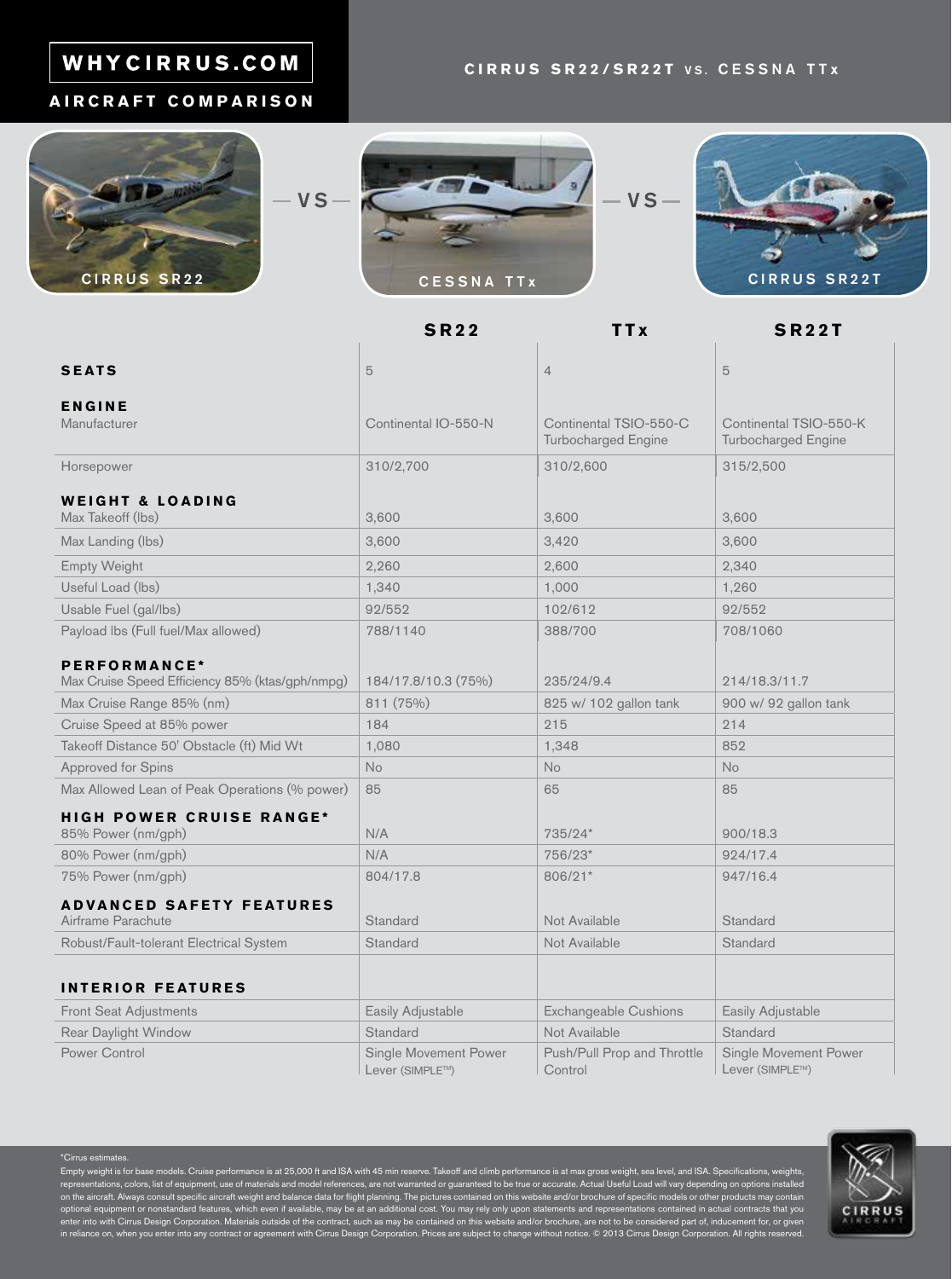# WHYCIRRUS.COM

## AIRCRAFT COMPARISON

## CIRRUS SR22/SR22T vs. CESSNA TTx

CIRRUS SR22 — VS — CESSNA TTx — VS — CIRRUS SR22T

| | SR22 | TTx | SR22T |
|---|---|---|---|
| **SEATS** | 5 | 4 | 5 |
| **ENGINE** | | | |
| Manufacturer | Continental IO-550-N | Continental TSIO-550-C Turbocharged Engine | Continental TSIO-550-K Turbocharged Engine |
| Horsepower | 310/2,700 | 310/2,600 | 315/2,500 |
| **WEIGHT & LOADING** | | | |
| Max Takeoff (lbs) | 3,600 | 3,600 | 3,600 |
| Max Landing (lbs) | 3,600 | 3,420 | 3,600 |
| Empty Weight | 2,260 | 2,600 | 2,340 |
| Useful Load (lbs) | 1,340 | 1,000 | 1,260 |
| Usable Fuel (gal/lbs) | 92/552 | 102/612 | 92/552 |
| Payload lbs (Full fuel/Max allowed) | 788/1140 | 388/700 | 708/1060 |
| **PERFORMANCE*** | | | |
| Max Cruise Speed Efficiency 85% (ktas/gph/nmpg) | 184/17.8/10.3 (75%) | 235/24/9.4 | 214/18.3/11.7 |
| Max Cruise Range 85% (nm) | 811 (75%) | 825 w/ 102 gallon tank | 900 w/ 92 gallon tank |
| Cruise Speed at 85% power | 184 | 215 | 214 |
| Takeoff Distance 50' Obstacle (ft) Mid Wt | 1,080 | 1,348 | 852 |
| Approved for Spins | No | No | No |
| Max Allowed Lean of Peak Operations (% power) | 85 | 65 | 85 |
| **HIGH POWER CRUISE RANGE*** | | | |
| 85% Power (nm/gph) | N/A | 735/24* | 900/18.3 |
| 80% Power (nm/gph) | N/A | 756/23* | 924/17.4 |
| 75% Power (nm/gph) | 804/17.8 | 806/21* | 947/16.4 |
| **ADVANCED SAFETY FEATURES** | | | |
| Airframe Parachute | Standard | Not Available | Standard |
| Robust/Fault-tolerant Electrical System | Standard | Not Available | Standard |
| **INTERIOR FEATURES** | | | |
| Front Seat Adjustments | Easily Adjustable | Exchangeable Cushions | Easily Adjustable |
| Rear Daylight Window | Standard | Not Available | Standard |
| Power Control | Single Movement Power Lever (SIMPLE™) | Push/Pull Prop and Throttle Control | Single Movement Power Lever (SIMPLE™) |

*Cirrus estimates.

Empty weight is for base models. Cruise performance is at 25,000 ft and ISA with 45 min reserve. Takeoff and climb performance is at max gross weight, sea level, and ISA. Specifications, weights, representations, colors, list of equipment, use of materials and model references, are not warranted or guaranteed to be true or accurate. Actual Useful Load will vary depending on options installed on the aircraft. Always consult specific aircraft weight and balance data for flight planning. The pictures contained on this website and/or brochure of specific models or other products may contain optional equipment or nonstandard features, which even if available, may be at an additional cost. You may rely only upon statements and representations contained in actual contracts that you enter into with Cirrus Design Corporation. Materials outside of the contract, such as may be contained on this website and/or brochure, are not to be considered part of, inducement for, or given in reliance on, when you enter into any contract or agreement with Cirrus Design Corporation. Prices are subject to change without notice. © 2013 Cirrus Design Corporation. All rights reserved.

CIRRUS AIRCRAFT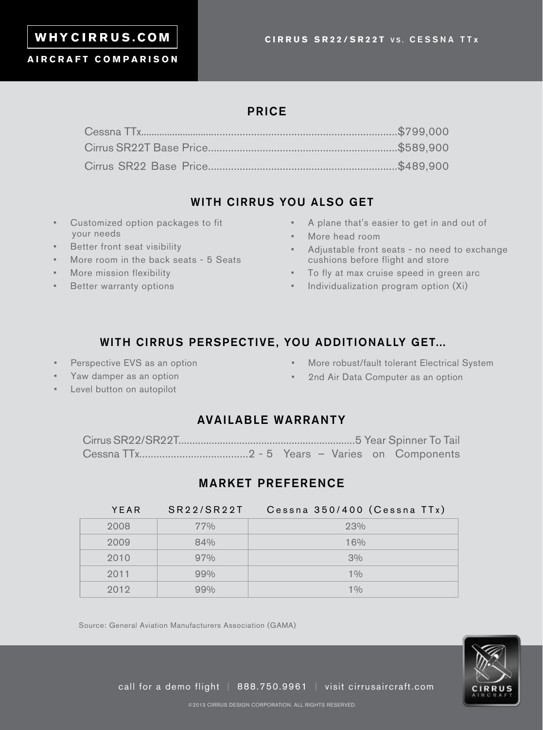**WHYCIRRUS.COM**

**AIRCRAFT COMPARISON**

**CIRRUS SR22/SR22T vs. CESSNA TTx**

## PRICE

Cessna TTx..........................................................................................$799,000
Cirrus SR22T Base Price.................................................................$589,900
Cirrus SR22 Base Price.................................................................$489,900

## WITH CIRRUS YOU ALSO GET

- Customized option packages to fit your needs
- Better front seat visibility
- More room in the back seats - 5 Seats
- More mission flexibility
- Better warranty options
- A plane that's easier to get in and out of
- More head room
- Adjustable front seats - no need to exchange cushions before flight and store
- To fly at max cruise speed in green arc
- Individualization program option (Xi)

## WITH CIRRUS PERSPECTIVE, YOU ADDITIONALLY GET...

- Perspective EVS as an option
- Yaw damper as an option
- Level button on autopilot
- More robust/fault tolerant Electrical System
- 2nd Air Data Computer as an option

## AVAILABLE WARRANTY

Cirrus SR22/SR22T..............................................................5 Year Spinner To Tail
Cessna TTx......................................2 - 5 Years – Varies on Components

## MARKET PREFERENCE

| YEAR | SR22/SR22T | Cessna 350/400 (Cessna TTx) |
|---|---|---|
| 2008 | 77% | 23% |
| 2009 | 84% | 16% |
| 2010 | 97% | 3% |
| 2011 | 99% | 1% |
| 2012 | 99% | 1% |

Source: General Aviation Manufacturers Association (GAMA)

call for a demo flight | 888.750.9961 | visit cirrusaircraft.com

©2013 CIRRUS DESIGN CORPORATION. ALL RIGHTS RESERVED.